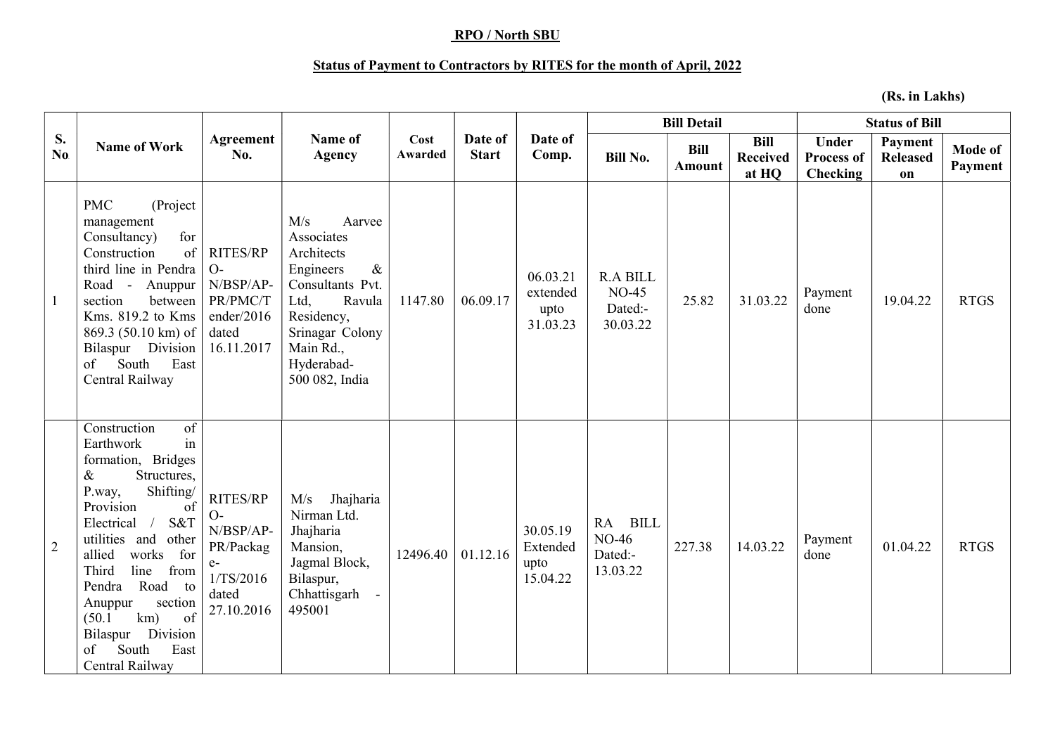**RPO / North SBU**

**Status of Payment to Contractors by RITES for the month of April, 2022**

**(Rs. in Lakhs)**

| S. No | Name of Work | Agreement No. | Name of Agency | Cost Awarded | Date of Start | Date of Comp. | Bill Detail | | | Status of Bill | | |
|---|---|---|---|---|---|---|---|---|---|---|---|---|
| | | | | | | | Bill No. | Bill Amount | Bill Received at HQ | Under Process of Checking | Payment Released on | Mode of Payment |
| 1 | PMC (Project management Consultancy) for Construction of third line in Pendra Road - Anuppur section between Kms. 819.2 to Kms 869.3 (50.10 km) of Bilaspur Division of South East Central Railway | RITES/RPO-N/BSP/AP-PR/PMC/Tender/2016 dated 16.11.2017 | M/s Aarvee Associates Architects Engineers & Consultants Pvt. Ltd, Ravula Residency, Srinagar Colony Main Rd., Hyderabad-500 082, India | 1147.80 | 06.09.17 | 06.03.21 extended upto 31.03.23 | R.A BILL NO-45 Dated:- 30.03.22 | 25.82 | 31.03.22 | Payment done | 19.04.22 | RTGS |
| 2 | Construction of Earthwork in formation, Bridges & Structures, P.way, Shifting/ Provision of Electrical / S&T utilities and other allied works for Third line from Pendra Road to Anuppur section (50.1 km) of Bilaspur Division of South East Central Railway | RITES/RPO-N/BSP/AP-PR/Package-1/TS/2016 dated 27.10.2016 | M/s Jhajharia Nirman Ltd. Jhajharia Mansion, Jagmal Block, Bilaspur, Chhattisgarh - 495001 | 12496.40 | 01.12.16 | 30.05.19 Extended upto 15.04.22 | RA BILL NO-46 Dated:- 13.03.22 | 227.38 | 14.03.22 | Payment done | 01.04.22 | RTGS |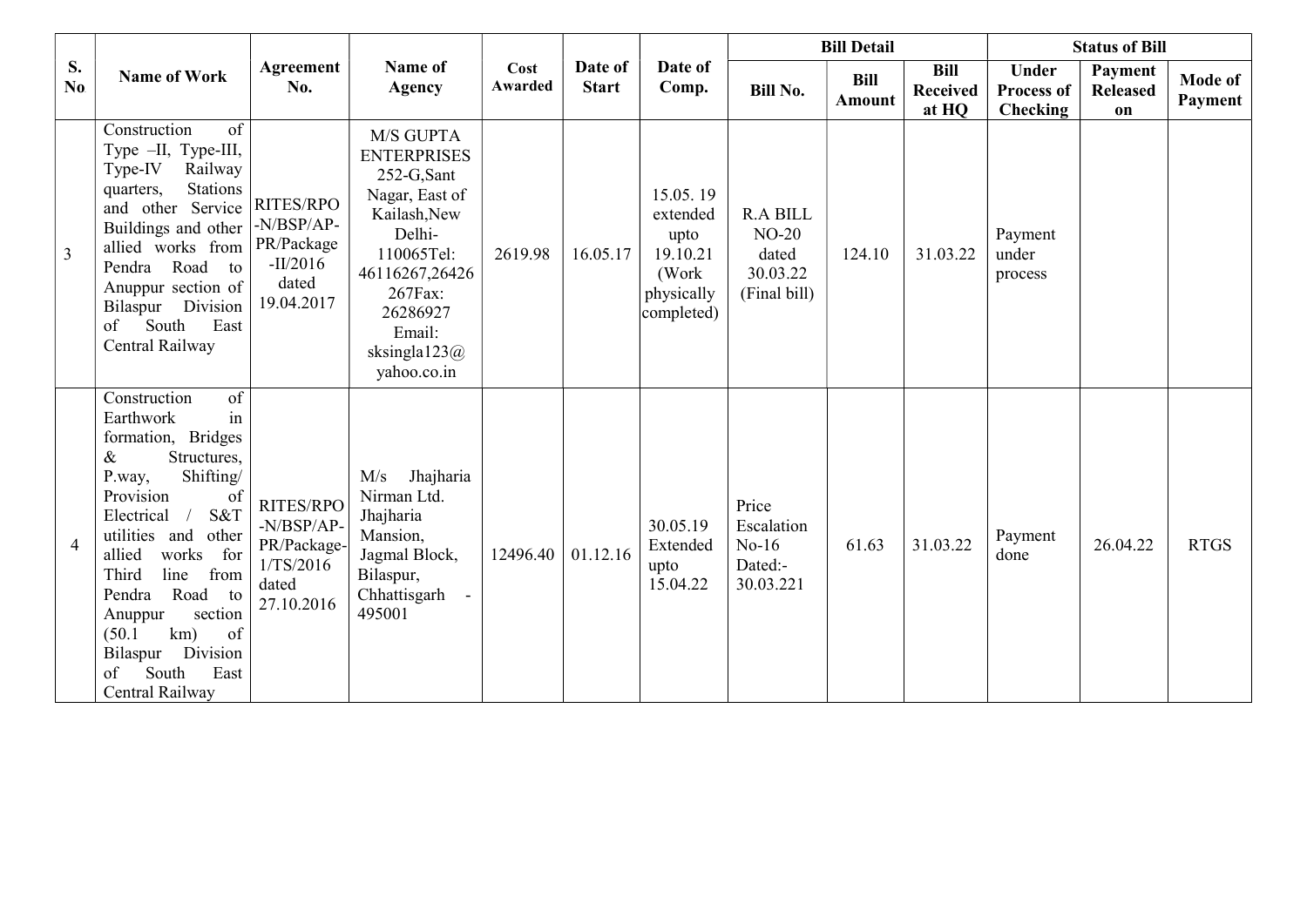| S. No | Name of Work | Agreement No. | Name of Agency | Cost Awarded | Date of Start | Date of Comp. | Bill Detail | | | Status of Bill | | |
|---|---|---|---|---|---|---|---|---|---|---|---|---|
| | | | | | | | Bill No. | Bill Amount | Bill Received at HQ | Under Process of Checking | Payment Released on | Mode of Payment |
| 3 | Construction of Type –II, Type-III, Type-IV Railway quarters, Stations and other Service Buildings and other allied works from Pendra Road to Anuppur section of Bilaspur Division of South East Central Railway | RITES/RPO-N/BSP/AP-PR/Package-II/2016 dated 19.04.2017 | M/S GUPTA ENTERPRISES 252-G,Sant Nagar, East of Kailash,New Delhi-110065Tel: 46116267,26426267Fax: 26286927 Email: sksingla123@yahoo.co.in | 2619.98 | 16.05.17 | 15.05. 19 extended upto 19.10.21 (Work physically completed) | R.A BILL NO-20 dated 30.03.22 (Final bill) | 124.10 | 31.03.22 | Payment under process | | |
| 4 | Construction of Earthwork in formation, Bridges & Structures, P.way, Shifting/ Provision of Electrical / S&T utilities and other allied works for Third line from Pendra Road to Anuppur section (50.1 km) of Bilaspur Division of South East Central Railway | RITES/RPO-N/BSP/AP-PR/Package-1/TS/2016 dated 27.10.2016 | M/s Jhajharia Nirman Ltd. Jhajharia Mansion, Jagmal Block, Bilaspur, Chhattisgarh - 495001 | 12496.40 | 01.12.16 | 30.05.19 Extended upto 15.04.22 | Price Escalation No-16 Dated:- 30.03.221 | 61.63 | 31.03.22 | Payment done | 26.04.22 | RTGS |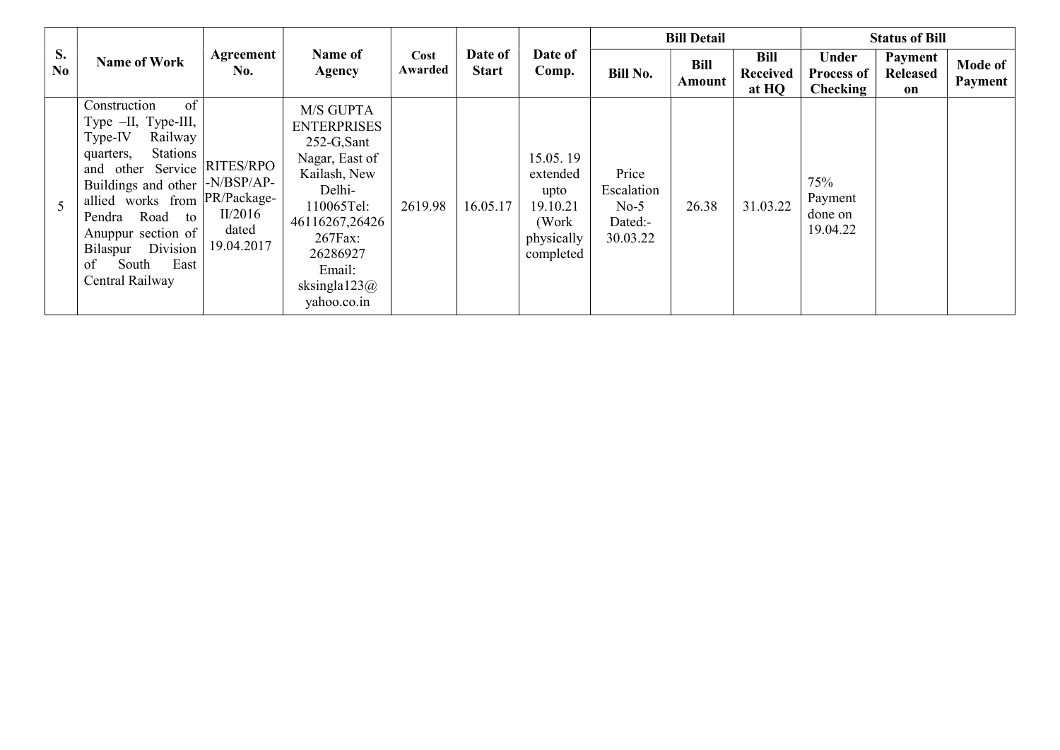| S. No | Name of Work | Agreement No. | Name of Agency | Cost Awarded | Date of Start | Date of Comp. | Bill Detail | | | Status of Bill | | |
|---|---|---|---|---|---|---|---|---|---|---|---|---|
| | | | | | | | Bill No. | Bill Amount | Bill Received at HQ | Under Process of Checking | Payment Released on | Mode of Payment |
| 5 | Construction of Type –II, Type-III, Type-IV Railway quarters, Stations and other Service Buildings and other allied works from Pendra Road to Anuppur section of Bilaspur Division of South East Central Railway | RITES/RPO-N/BSP/AP-PR/Package-II/2016 dated 19.04.2017 | M/S GUPTA ENTERPRISES 252-G,Sant Nagar, East of Kailash, New Delhi-110065Tel: 46116267,26426267Fax: 26286927 Email: sksingla123@yahoo.co.in | 2619.98 | 16.05.17 | 15.05. 19 extended upto 19.10.21 (Work physically completed | Price Escalation No-5 Dated:- 30.03.22 | 26.38 | 31.03.22 | 75% Payment done on 19.04.22 | | |